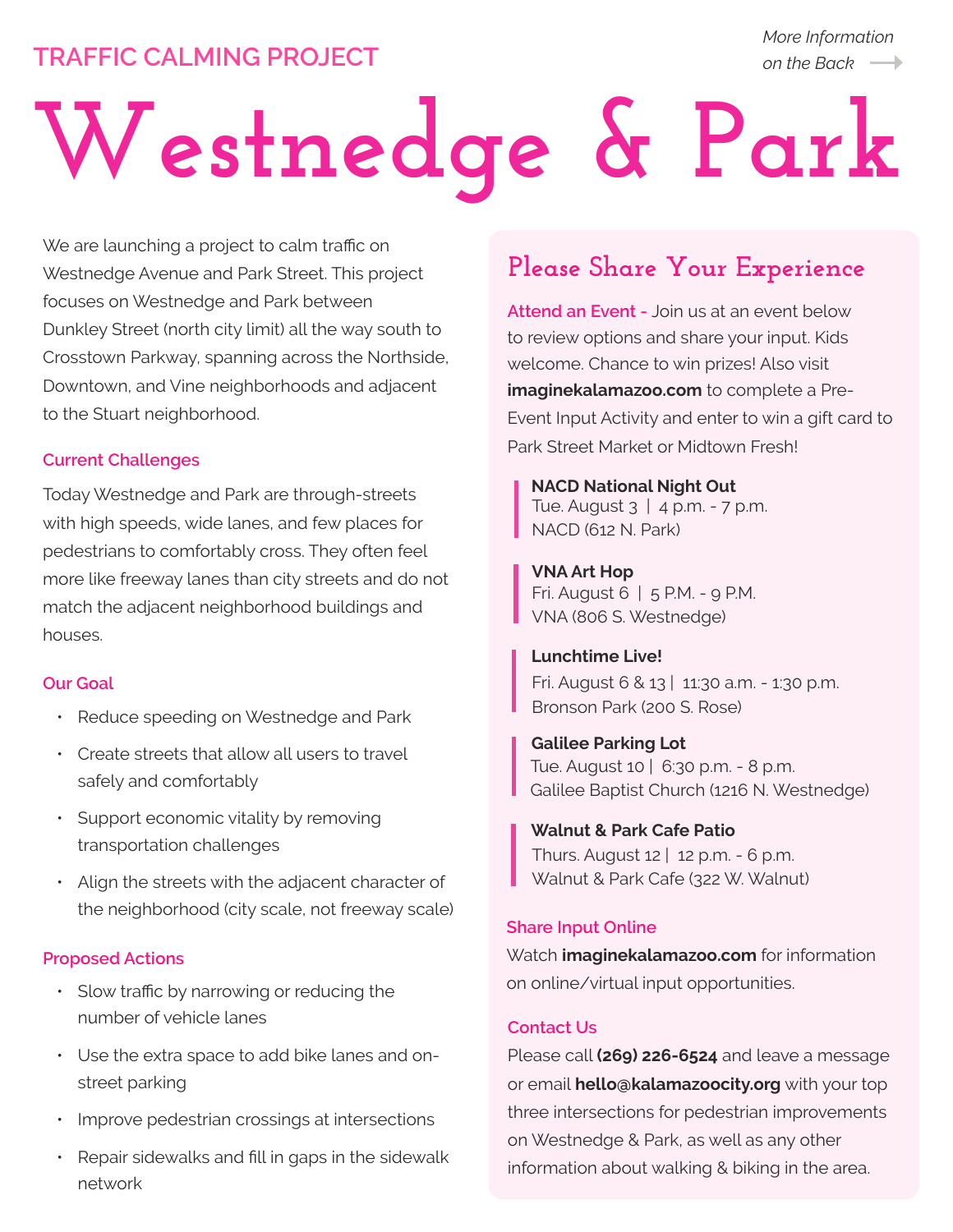TRAFFIC CALMING PROJECT

*More Information on the Back* →

# Westnedge & Park

We are launching a project to calm traffic on Westnedge Avenue and Park Street. This project focuses on Westnedge and Park between Dunkley Street (north city limit) all the way south to Crosstown Parkway, spanning across the Northside, Downtown, and Vine neighborhoods and adjacent to the Stuart neighborhood.

### Current Challenges

Today Westnedge and Park are through-streets with high speeds, wide lanes, and few places for pedestrians to comfortably cross. They often feel more like freeway lanes than city streets and do not match the adjacent neighborhood buildings and houses.

### Our Goal

- Reduce speeding on Westnedge and Park
- Create streets that allow all users to travel safely and comfortably
- Support economic vitality by removing transportation challenges
- Align the streets with the adjacent character of the neighborhood (city scale, not freeway scale)

### Proposed Actions

- Slow traffic by narrowing or reducing the number of vehicle lanes
- Use the extra space to add bike lanes and on-street parking
- Improve pedestrian crossings at intersections
- Repair sidewalks and fill in gaps in the sidewalk network

## Please Share Your Experience

**Attend an Event -** Join us at an event below to review options and share your input. Kids welcome. Chance to win prizes! Also visit **imaginekalamazoo.com** to complete a Pre-Event Input Activity and enter to win a gift card to Park Street Market or Midtown Fresh!

**NACD National Night Out**
Tue. August 3 | 4 p.m. - 7 p.m.
NACD (612 N. Park)

**VNA Art Hop**
Fri. August 6 | 5 P.M. - 9 P.M.
VNA (806 S. Westnedge)

**Lunchtime Live!**
Fri. August 6 & 13 | 11:30 a.m. - 1:30 p.m.
Bronson Park (200 S. Rose)

**Galilee Parking Lot**
Tue. August 10 | 6:30 p.m. - 8 p.m.
Galilee Baptist Church (1216 N. Westnedge)

**Walnut & Park Cafe Patio**
Thurs. August 12 | 12 p.m. - 6 p.m.
Walnut & Park Cafe (322 W. Walnut)

### Share Input Online

Watch **imaginekalamazoo.com** for information on online/virtual input opportunities.

### Contact Us

Please call **(269) 226-6524** and leave a message or email **hello@kalamazoocity.org** with your top three intersections for pedestrian improvements on Westnedge & Park, as well as any other information about walking & biking in the area.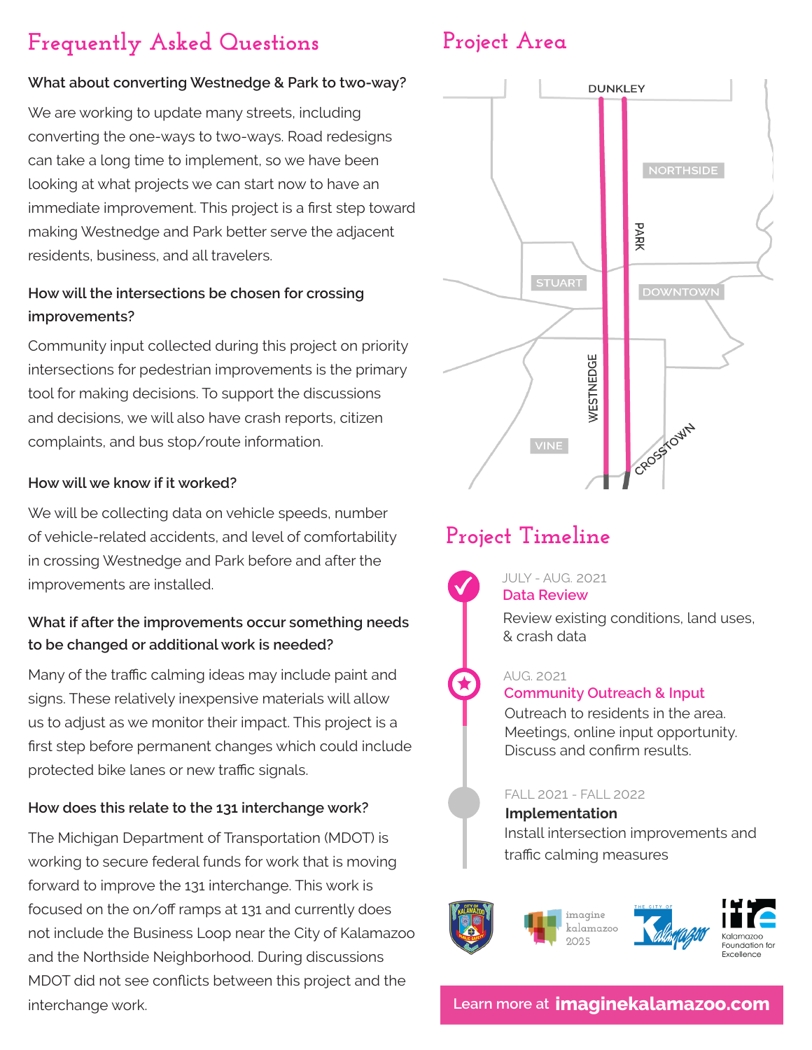## Frequently Asked Questions

**What about converting Westnedge & Park to two-way?**

We are working to update many streets, including converting the one-ways to two-ways. Road redesigns can take a long time to implement, so we have been looking at what projects we can start now to have an immediate improvement. This project is a first step toward making Westnedge and Park better serve the adjacent residents, business, and all travelers.

**How will the intersections be chosen for crossing improvements?**

Community input collected during this project on priority intersections for pedestrian improvements is the primary tool for making decisions. To support the discussions and decisions, we will also have crash reports, citizen complaints, and bus stop/route information.

**How will we know if it worked?**

We will be collecting data on vehicle speeds, number of vehicle-related accidents, and level of comfortability in crossing Westnedge and Park before and after the improvements are installed.

**What if after the improvements occur something needs to be changed or additional work is needed?**

Many of the traffic calming ideas may include paint and signs. These relatively inexpensive materials will allow us to adjust as we monitor their impact. This project is a first step before permanent changes which could include protected bike lanes or new traffic signals.

**How does this relate to the 131 interchange work?**

The Michigan Department of Transportation (MDOT) is working to secure federal funds for work that is moving forward to improve the 131 interchange. This work is focused on the on/off ramps at 131 and currently does not include the Business Loop near the City of Kalamazoo and the Northside Neighborhood. During discussions MDOT did not see conflicts between this project and the interchange work.

## Project Area

DUNKLEY
NORTHSIDE
PARK
STUART
DOWNTOWN
WESTNEDGE
VINE
CROSSTOWN

## Project Timeline

JULY - AUG. 2021
**Data Review**
Review existing conditions, land uses, & crash data

AUG. 2021
**Community Outreach & Input**
Outreach to residents in the area. Meetings, online input opportunity. Discuss and confirm results.

FALL 2021 - FALL 2022
**Implementation**
Install intersection improvements and traffic calming measures

imagine kalamazoo 2025

Kalamazoo Foundation for Excellence

Learn more at **imaginekalamazoo.com**